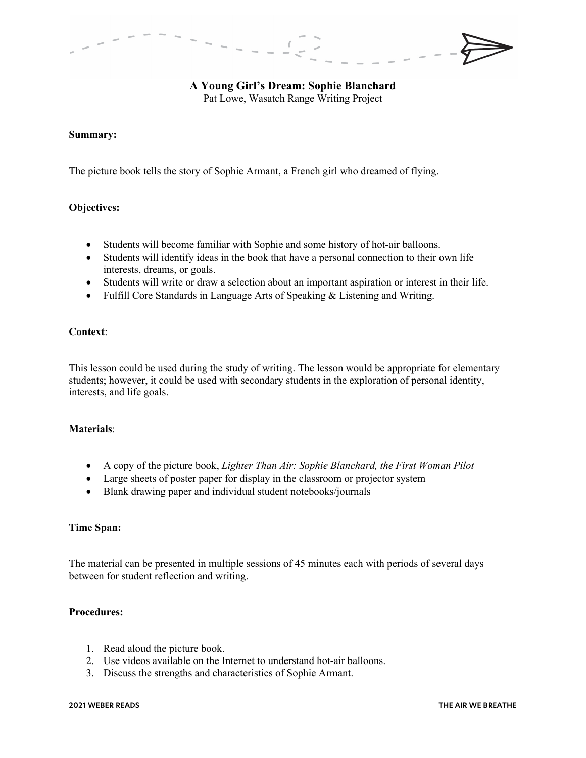# A Young Girl's Dream: Sophie Blanchard

Pat Lowe, Wasatch Range Writing Project

**Summary:**

The picture book tells the story of Sophie Armant, a French girl who dreamed of flying.

**Objectives:**

- Students will become familiar with Sophie and some history of hot-air balloons.
- Students will identify ideas in the book that have a personal connection to their own life interests, dreams, or goals.
- Students will write or draw a selection about an important aspiration or interest in their life.
- Fulfill Core Standards in Language Arts of Speaking & Listening and Writing.

**Context**:

This lesson could be used during the study of writing. The lesson would be appropriate for elementary students; however, it could be used with secondary students in the exploration of personal identity, interests, and life goals.

**Materials**:

- A copy of the picture book, *Lighter Than Air: Sophie Blanchard, the First Woman Pilot*
- Large sheets of poster paper for display in the classroom or projector system
- Blank drawing paper and individual student notebooks/journals

**Time Span:**

The material can be presented in multiple sessions of 45 minutes each with periods of several days between for student reflection and writing.

**Procedures:**

1. Read aloud the picture book.
2. Use videos available on the Internet to understand hot-air balloons.
3. Discuss the strengths and characteristics of Sophie Armant.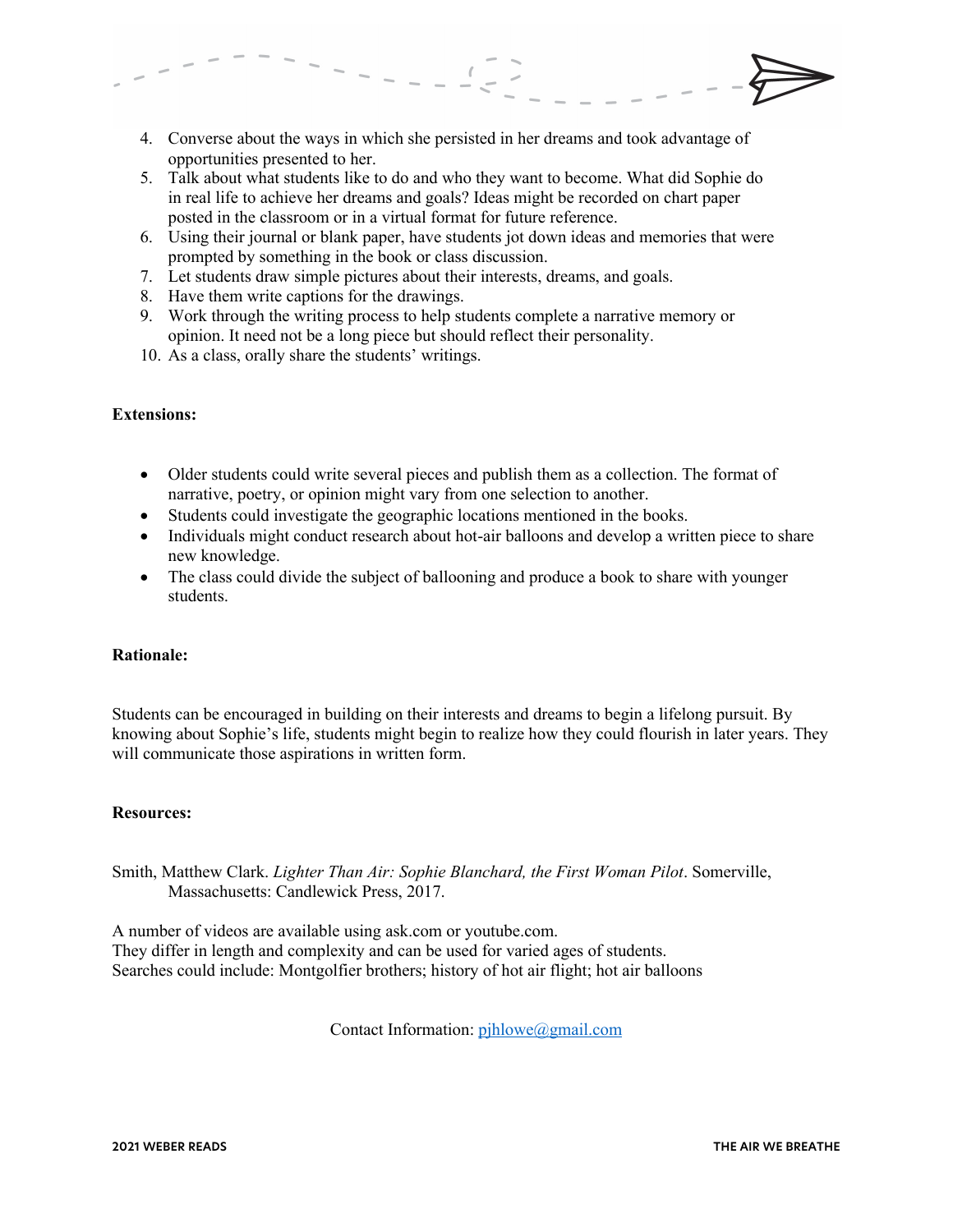4. Converse about the ways in which she persisted in her dreams and took advantage of opportunities presented to her.
5. Talk about what students like to do and who they want to become. What did Sophie do in real life to achieve her dreams and goals? Ideas might be recorded on chart paper posted in the classroom or in a virtual format for future reference.
6. Using their journal or blank paper, have students jot down ideas and memories that were prompted by something in the book or class discussion.
7. Let students draw simple pictures about their interests, dreams, and goals.
8. Have them write captions for the drawings.
9. Work through the writing process to help students complete a narrative memory or opinion. It need not be a long piece but should reflect their personality.
10. As a class, orally share the students' writings.

**Extensions:**

- Older students could write several pieces and publish them as a collection. The format of narrative, poetry, or opinion might vary from one selection to another.
- Students could investigate the geographic locations mentioned in the books.
- Individuals might conduct research about hot-air balloons and develop a written piece to share new knowledge.
- The class could divide the subject of ballooning and produce a book to share with younger students.

**Rationale:**

Students can be encouraged in building on their interests and dreams to begin a lifelong pursuit. By knowing about Sophie's life, students might begin to realize how they could flourish in later years. They will communicate those aspirations in written form.

**Resources:**

Smith, Matthew Clark. *Lighter Than Air: Sophie Blanchard, the First Woman Pilot*. Somerville, Massachusetts: Candlewick Press, 2017.

A number of videos are available using ask.com or youtube.com.
They differ in length and complexity and can be used for varied ages of students.
Searches could include: Montgolfier brothers; history of hot air flight; hot air balloons

Contact Information: pjhlowe@gmail.com